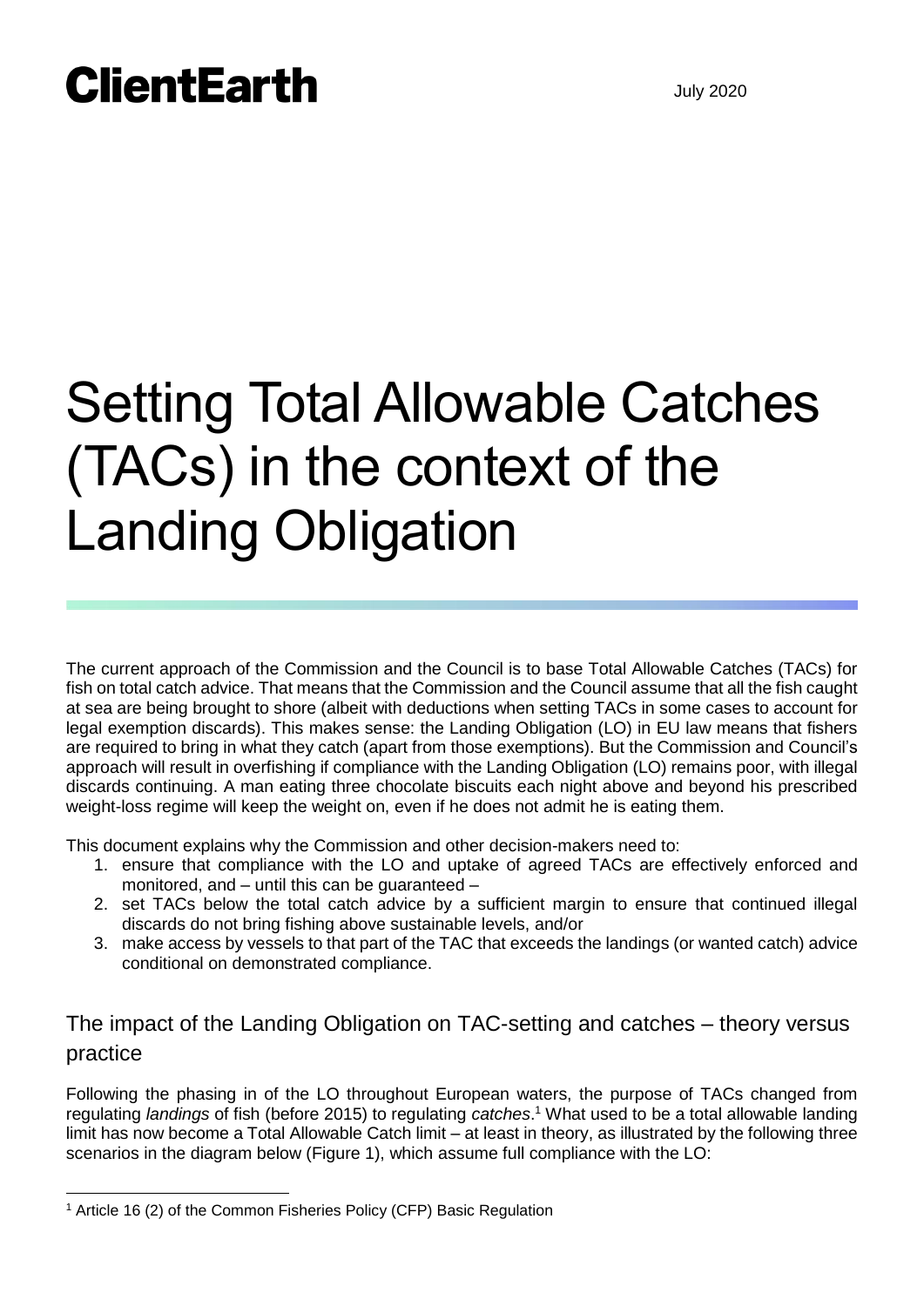ClientEarth

July 2020

# Setting Total Allowable Catches (TACs) in the context of the Landing Obligation

The current approach of the Commission and the Council is to base Total Allowable Catches (TACs) for fish on total catch advice. That means that the Commission and the Council assume that all the fish caught at sea are being brought to shore (albeit with deductions when setting TACs in some cases to account for legal exemption discards). This makes sense: the Landing Obligation (LO) in EU law means that fishers are required to bring in what they catch (apart from those exemptions). But the Commission and Council's approach will result in overfishing if compliance with the Landing Obligation (LO) remains poor, with illegal discards continuing. A man eating three chocolate biscuits each night above and beyond his prescribed weight-loss regime will keep the weight on, even if he does not admit he is eating them.

This document explains why the Commission and other decision-makers need to:

1. ensure that compliance with the LO and uptake of agreed TACs are effectively enforced and monitored, and – until this can be guaranteed –
2. set TACs below the total catch advice by a sufficient margin to ensure that continued illegal discards do not bring fishing above sustainable levels, and/or
3. make access by vessels to that part of the TAC that exceeds the landings (or wanted catch) advice conditional on demonstrated compliance.

## The impact of the Landing Obligation on TAC-setting and catches – theory versus practice

Following the phasing in of the LO throughout European waters, the purpose of TACs changed from regulating *landings* of fish (before 2015) to regulating *catches*.[1] What used to be a total allowable landing limit has now become a Total Allowable Catch limit – at least in theory, as illustrated by the following three scenarios in the diagram below (Figure 1), which assume full compliance with the LO:

[1] Article 16 (2) of the Common Fisheries Policy (CFP) Basic Regulation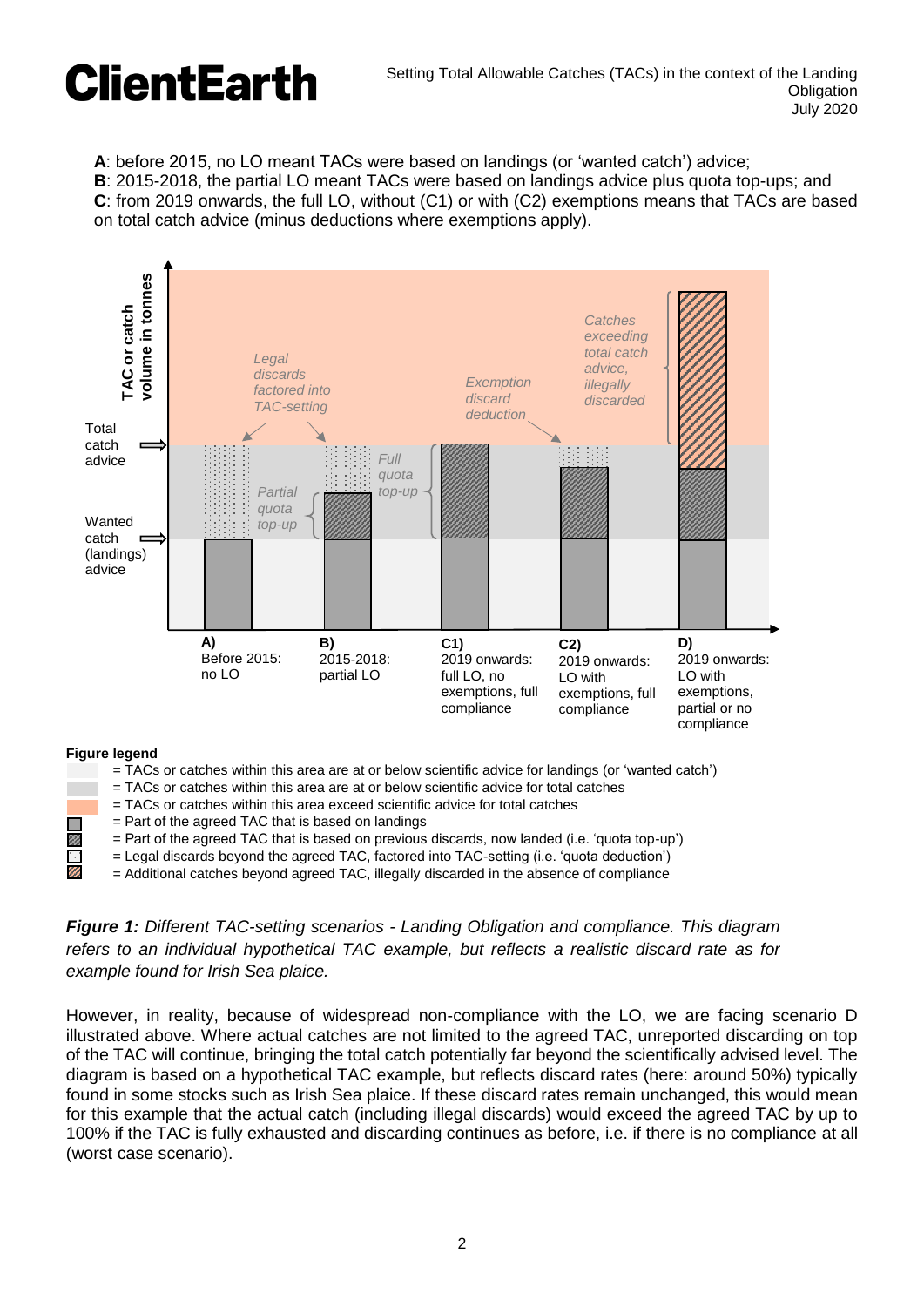**A**: before 2015, no LO meant TACs were based on landings (or 'wanted catch') advice;
**B**: 2015-2018, the partial LO meant TACs were based on landings advice plus quota top-ups; and
**C**: from 2019 onwards, the full LO, without (C1) or with (C2) exemptions means that TACs are based on total catch advice (minus deductions where exemptions apply).

TAC or catch volume in tonnes

Total catch advice

Wanted catch (landings) advice

*Legal discards factored into TAC-setting*

*Partial quota top-up*

*Full quota top-up*

*Exemption discard deduction*

*Catches exceeding total catch advice, illegally discarded*

**A)** Before 2015: no LO

**B)** 2015-2018: partial LO

**C1)** 2019 onwards: full LO, no exemptions, full compliance

**C2)** 2019 onwards: LO with exemptions, full compliance

**D)** 2019 onwards: LO with exemptions, partial or no compliance

**Figure legend**

- = TACs or catches within this area are at or below scientific advice for landings (or 'wanted catch')
- = TACs or catches within this area are at or below scientific advice for total catches
- = TACs or catches within this area exceed scientific advice for total catches
- = Part of the agreed TAC that is based on landings
- = Part of the agreed TAC that is based on previous discards, now landed (i.e. 'quota top-up')
- = Legal discards beyond the agreed TAC, factored into TAC-setting (i.e. 'quota deduction')
- = Additional catches beyond agreed TAC, illegally discarded in the absence of compliance

***Figure 1:*** *Different TAC-setting scenarios - Landing Obligation and compliance. This diagram refers to an individual hypothetical TAC example, but reflects a realistic discard rate as for example found for Irish Sea plaice.*

However, in reality, because of widespread non-compliance with the LO, we are facing scenario D illustrated above. Where actual catches are not limited to the agreed TAC, unreported discarding on top of the TAC will continue, bringing the total catch potentially far beyond the scientifically advised level. The diagram is based on a hypothetical TAC example, but reflects discard rates (here: around 50%) typically found in some stocks such as Irish Sea plaice. If these discard rates remain unchanged, this would mean for this example that the actual catch (including illegal discards) would exceed the agreed TAC by up to 100% if the TAC is fully exhausted and discarding continues as before, i.e. if there is no compliance at all (worst case scenario).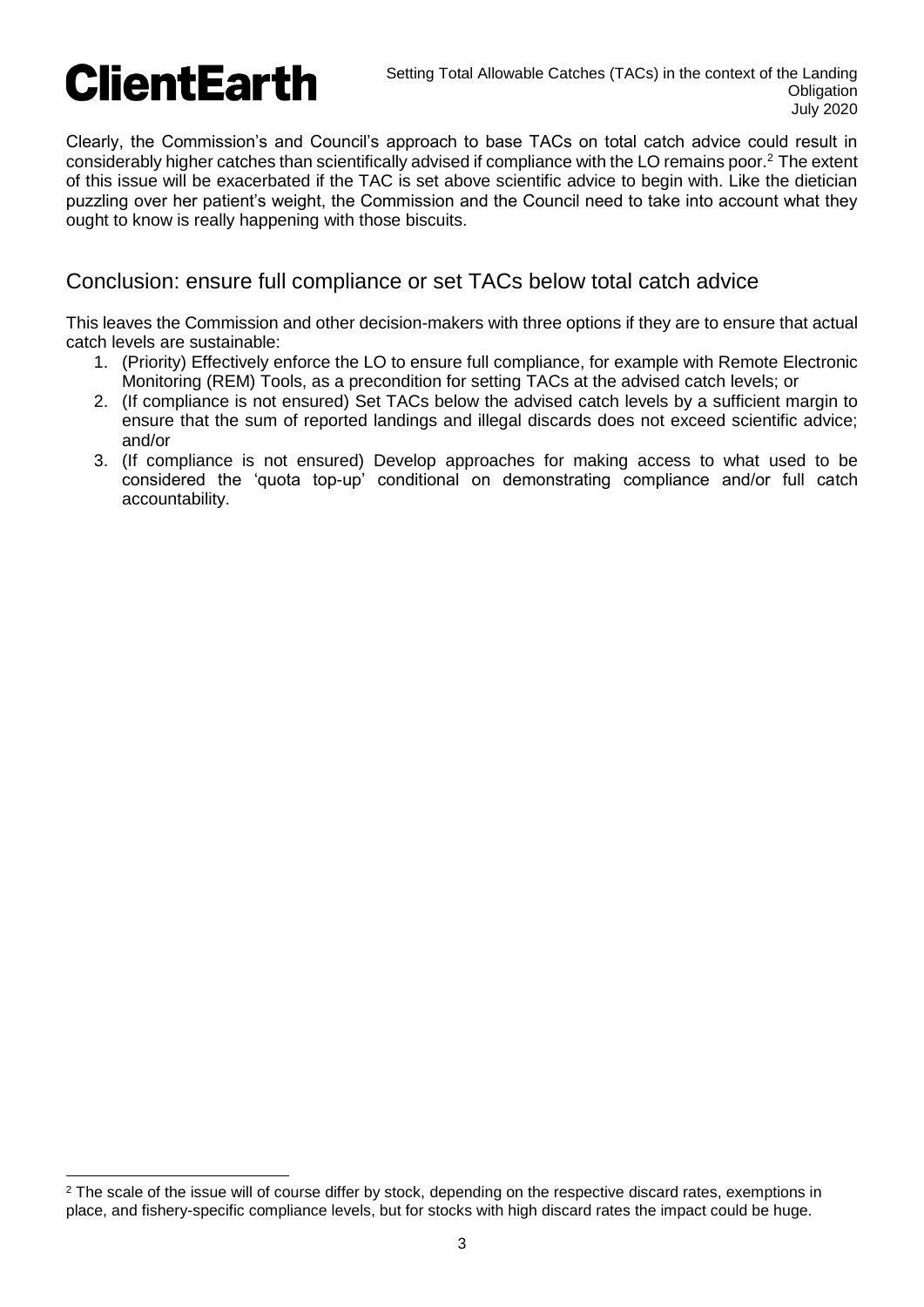Clearly, the Commission's and Council's approach to base TACs on total catch advice could result in considerably higher catches than scientifically advised if compliance with the LO remains poor.[2] The extent of this issue will be exacerbated if the TAC is set above scientific advice to begin with. Like the dietician puzzling over her patient's weight, the Commission and the Council need to take into account what they ought to know is really happening with those biscuits.

## Conclusion: ensure full compliance or set TACs below total catch advice

This leaves the Commission and other decision-makers with three options if they are to ensure that actual catch levels are sustainable:

1. (Priority) Effectively enforce the LO to ensure full compliance, for example with Remote Electronic Monitoring (REM) Tools, as a precondition for setting TACs at the advised catch levels; or
2. (If compliance is not ensured) Set TACs below the advised catch levels by a sufficient margin to ensure that the sum of reported landings and illegal discards does not exceed scientific advice; and/or
3. (If compliance is not ensured) Develop approaches for making access to what used to be considered the 'quota top-up' conditional on demonstrating compliance and/or full catch accountability.

---

[2] The scale of the issue will of course differ by stock, depending on the respective discard rates, exemptions in place, and fishery-specific compliance levels, but for stocks with high discard rates the impact could be huge.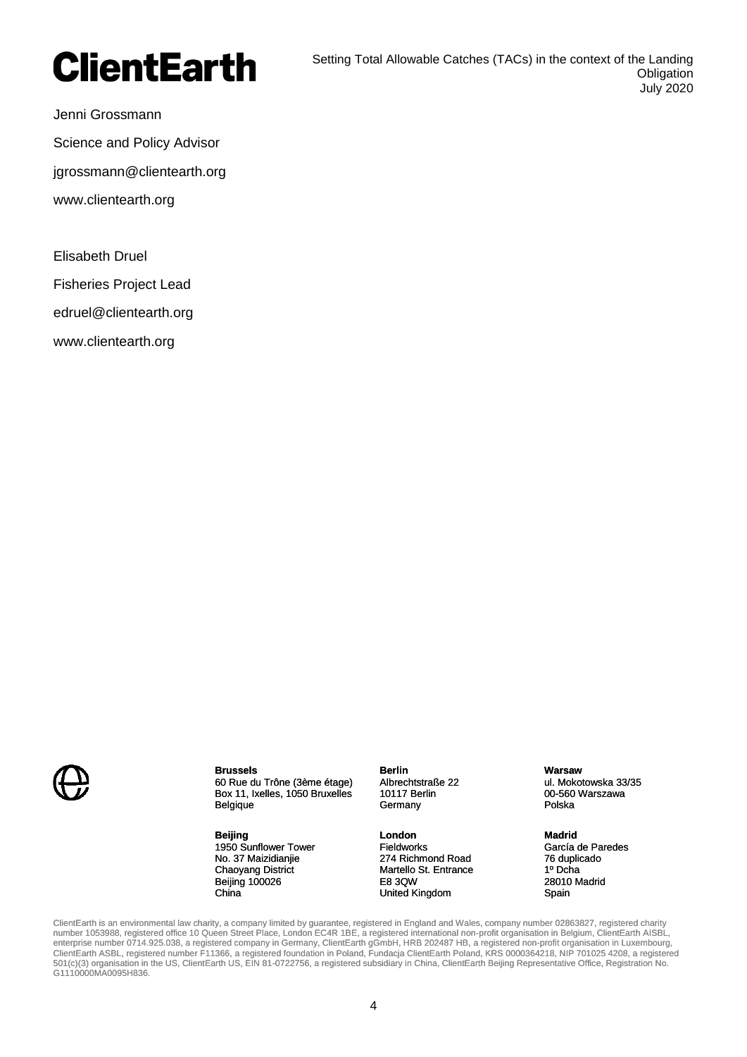Jenni Grossmann

Science and Policy Advisor

jgrossmann@clientearth.org

www.clientearth.org

Elisabeth Druel

Fisheries Project Lead

edruel@clientearth.org

www.clientearth.org

**Brussels**
60 Rue du Trône (3ème étage)
Box 11, Ixelles, 1050 Bruxelles
Belgique

**Berlin**
Albrechtstraße 22
10117 Berlin
Germany

**Warsaw**
ul. Mokotowska 33/35
00-560 Warszawa
Polska

**Beijing**
1950 Sunflower Tower
No. 37 Maizidianjie
Chaoyang District
Beijing 100026
China

**London**
Fieldworks
274 Richmond Road
Martello St. Entrance
E8 3QW
United Kingdom

**Madrid**
García de Paredes
76 duplicado
1º Dcha
28010 Madrid
Spain

ClientEarth is an environmental law charity, a company limited by guarantee, registered in England and Wales, company number 02863827, registered charity number 1053988, registered office 10 Queen Street Place, London EC4R 1BE, a registered international non-profit organisation in Belgium, ClientEarth AISBL, enterprise number 0714.925.038, a registered company in Germany, ClientEarth gGmbH, HRB 202487 HB, a registered non-profit organisation in Luxembourg, ClientEarth ASBL, registered number F11366, a registered foundation in Poland, Fundacja ClientEarth Poland, KRS 0000364218, NIP 701025 4208, a registered 501(c)(3) organisation in the US, ClientEarth US, EIN 81-0722756, a registered subsidiary in China, ClientEarth Beijing Representative Office, Registration No. G1110000MA0095H836.